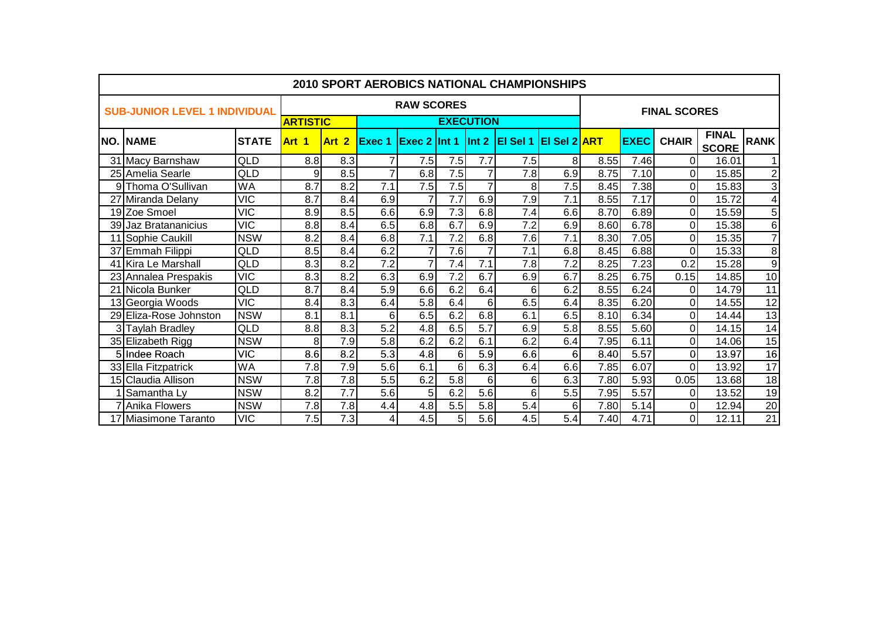# 2010 SPORT AEROBICS NATIONAL CHAMPIONSHIPS

| SUB-JUNIOR LEVEL 1 INDIVIDUAL | | | RAW SCORES | | | | | | | | | | FINAL SCORES | | | | |
|---|---|---|---|---|---|---|---|---|---|---|---|---|---|---|---|---|---|
| | | | ARTISTIC | | EXECUTION | | | | | | | | | | | | |
| NO. | NAME | STATE | Art 1 | Art 2 | Exec 1 | Exec 2 | Int 1 | Int 2 | El Sel 1 | El Sel 2 | ART | EXEC | CHAIR | FINAL SCORE | RANK |
| 31 | Macy Barnshaw | QLD | 8.8 | 8.3 | 7 | 7.5 | 7.5 | 7.7 | 7.5 | 8 | 8.55 | 7.46 | 0 | 16.01 | 1 |
| 25 | Amelia Searle | QLD | 9 | 8.5 | 7 | 6.8 | 7.5 | 7 | 7.8 | 6.9 | 8.75 | 7.10 | 0 | 15.85 | 2 |
| 9 | Thoma O'Sullivan | WA | 8.7 | 8.2 | 7.1 | 7.5 | 7.5 | 7 | 8 | 7.5 | 8.45 | 7.38 | 0 | 15.83 | 3 |
| 27 | Miranda Delany | VIC | 8.7 | 8.4 | 6.9 | 7 | 7.7 | 6.9 | 7.9 | 7.1 | 8.55 | 7.17 | 0 | 15.72 | 4 |
| 19 | Zoe Smoel | VIC | 8.9 | 8.5 | 6.6 | 6.9 | 7.3 | 6.8 | 7.4 | 6.6 | 8.70 | 6.89 | 0 | 15.59 | 5 |
| 39 | Jaz Bratananicius | VIC | 8.8 | 8.4 | 6.5 | 6.8 | 6.7 | 6.9 | 7.2 | 6.9 | 8.60 | 6.78 | 0 | 15.38 | 6 |
| 11 | Sophie Caukill | NSW | 8.2 | 8.4 | 6.8 | 7.1 | 7.2 | 6.8 | 7.6 | 7.1 | 8.30 | 7.05 | 0 | 15.35 | 7 |
| 37 | Emmah Filippi | QLD | 8.5 | 8.4 | 6.2 | 7 | 7.6 | 7 | 7.1 | 6.8 | 8.45 | 6.88 | 0 | 15.33 | 8 |
| 41 | Kira Le Marshall | QLD | 8.3 | 8.2 | 7.2 | 7 | 7.4 | 7.1 | 7.8 | 7.2 | 8.25 | 7.23 | 0.2 | 15.28 | 9 |
| 23 | Annalea Prespakis | VIC | 8.3 | 8.2 | 6.3 | 6.9 | 7.2 | 6.7 | 6.9 | 6.7 | 8.25 | 6.75 | 0.15 | 14.85 | 10 |
| 21 | Nicola Bunker | QLD | 8.7 | 8.4 | 5.9 | 6.6 | 6.2 | 6.4 | 6 | 6.2 | 8.55 | 6.24 | 0 | 14.79 | 11 |
| 13 | Georgia Woods | VIC | 8.4 | 8.3 | 6.4 | 5.8 | 6.4 | 6 | 6.5 | 6.4 | 8.35 | 6.20 | 0 | 14.55 | 12 |
| 29 | Eliza-Rose Johnston | NSW | 8.1 | 8.1 | 6 | 6.5 | 6.2 | 6.8 | 6.1 | 6.5 | 8.10 | 6.34 | 0 | 14.44 | 13 |
| 3 | Taylah Bradley | QLD | 8.8 | 8.3 | 5.2 | 4.8 | 6.5 | 5.7 | 6.9 | 5.8 | 8.55 | 5.60 | 0 | 14.15 | 14 |
| 35 | Elizabeth Rigg | NSW | 8 | 7.9 | 5.8 | 6.2 | 6.2 | 6.1 | 6.2 | 6.4 | 7.95 | 6.11 | 0 | 14.06 | 15 |
| 5 | Indee Roach | VIC | 8.6 | 8.2 | 5.3 | 4.8 | 6 | 5.9 | 6.6 | 6 | 8.40 | 5.57 | 0 | 13.97 | 16 |
| 33 | Ella Fitzpatrick | WA | 7.8 | 7.9 | 5.6 | 6.1 | 6 | 6.3 | 6.4 | 6.6 | 7.85 | 6.07 | 0 | 13.92 | 17 |
| 15 | Claudia Allison | NSW | 7.8 | 7.8 | 5.5 | 6.2 | 5.8 | 6 | 6 | 6.3 | 7.80 | 5.93 | 0.05 | 13.68 | 18 |
| 1 | Samantha Ly | NSW | 8.2 | 7.7 | 5.6 | 5 | 6.2 | 5.6 | 6 | 5.5 | 7.95 | 5.57 | 0 | 13.52 | 19 |
| 7 | Anika Flowers | NSW | 7.8 | 7.8 | 4.4 | 4.8 | 5.5 | 5.8 | 5.4 | 6 | 7.80 | 5.14 | 0 | 12.94 | 20 |
| 17 | Miasimone Taranto | VIC | 7.5 | 7.3 | 4 | 4.5 | 5 | 5.6 | 4.5 | 5.4 | 7.40 | 4.71 | 0 | 12.11 | 21 |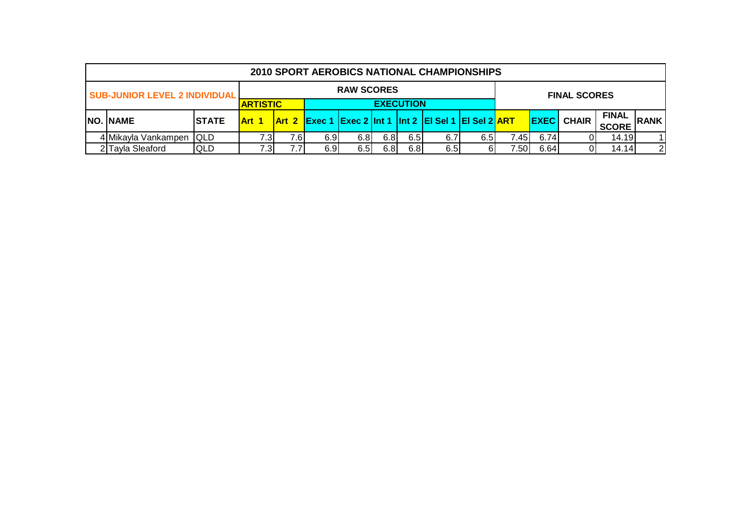## 2010 SPORT AEROBICS NATIONAL CHAMPIONSHIPS

| SUB-JUNIOR LEVEL 2 INDIVIDUAL | | | RAW SCORES | | | | | | | | FINAL SCORES | | | | |
|---|---|---|---|---|---|---|---|---|---|---|---|---|---|---|---|
| | | | ARTISTIC | | EXECUTION | | | | | | | | | | |
| NO. | NAME | STATE | Art 1 | Art 2 | Exec 1 | Exec 2 | Int 1 | Int 2 | El Sel 1 | El Sel 2 | ART | EXEC | CHAIR | FINAL SCORE | RANK |
| 4 | Mikayla Vankampen | QLD | 7.3 | 7.6 | 6.9 | 6.8 | 6.8 | 6.5 | 6.7 | 6.5 | 7.45 | 6.74 | 0 | 14.19 | 1 |
| 2 | Tayla Sleaford | QLD | 7.3 | 7.7 | 6.9 | 6.5 | 6.8 | 6.8 | 6.5 | 6 | 7.50 | 6.64 | 0 | 14.14 | 2 |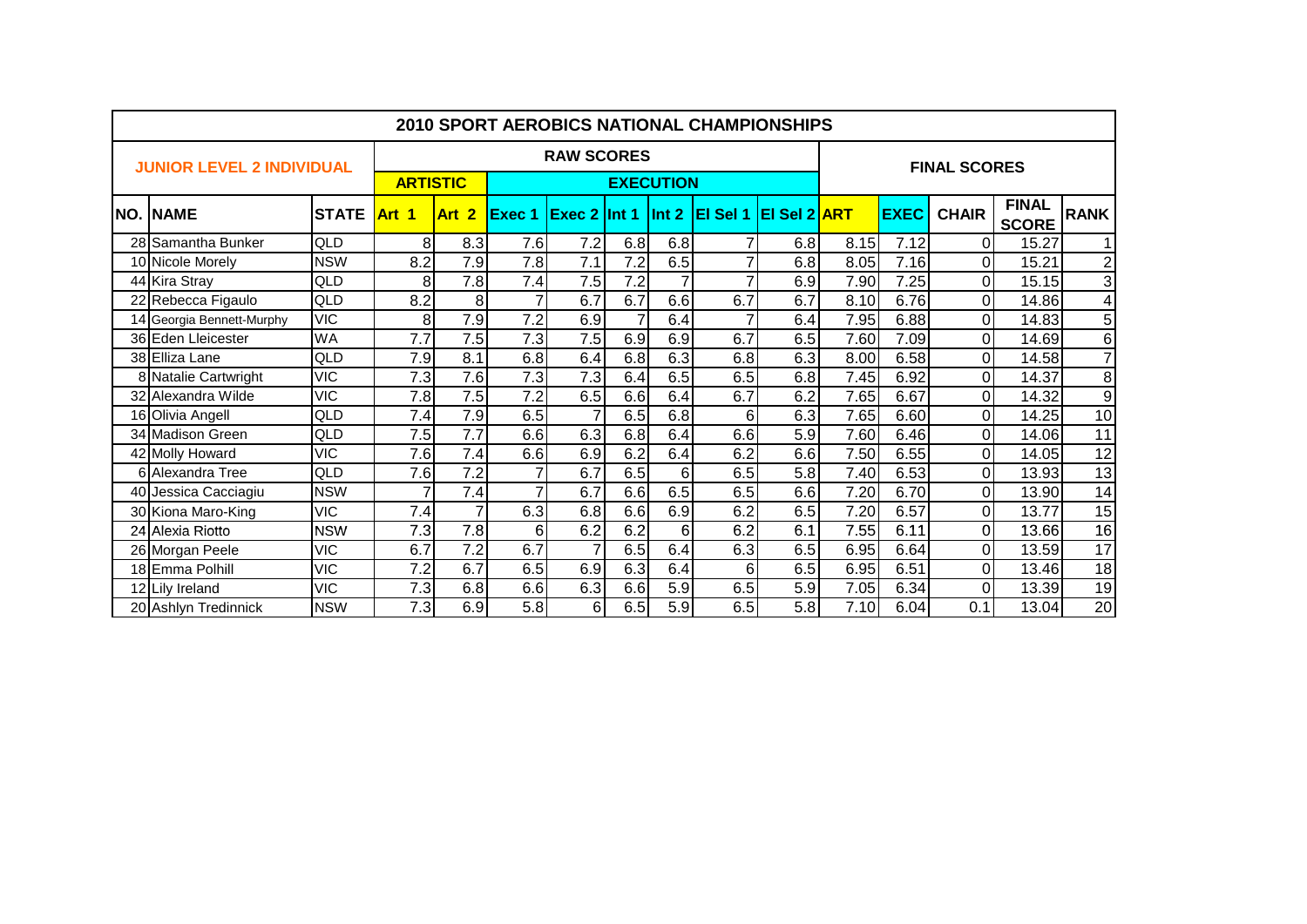# 2010 SPORT AEROBICS NATIONAL CHAMPIONSHIPS

| JUNIOR LEVEL 2 INDIVIDUAL | | | RAW SCORES | | | | | | | | FINAL SCORES | | | | |
|---|---|---|---|---|---|---|---|---|---|---|---|---|---|---|---|
| | | | ARTISTIC | | EXECUTION | | | | | | | | | | |
| NO. | NAME | STATE | Art 1 | Art 2 | Exec 1 | Exec 2 | Int 1 | Int 2 | El Sel 1 | El Sel 2 | ART | EXEC | CHAIR | FINAL SCORE | RANK |
| 28 | Samantha Bunker | QLD | 8 | 8.3 | 7.6 | 7.2 | 6.8 | 6.8 | 7 | 6.8 | 8.15 | 7.12 | 0 | 15.27 | 1 |
| 10 | Nicole Morely | NSW | 8.2 | 7.9 | 7.8 | 7.1 | 7.2 | 6.5 | 7 | 6.8 | 8.05 | 7.16 | 0 | 15.21 | 2 |
| 44 | Kira Stray | QLD | 8 | 7.8 | 7.4 | 7.5 | 7.2 | 7 | 7 | 6.9 | 7.90 | 7.25 | 0 | 15.15 | 3 |
| 22 | Rebecca Figaulo | QLD | 8.2 | 8 | 7 | 6.7 | 6.7 | 6.6 | 6.7 | 6.7 | 8.10 | 6.76 | 0 | 14.86 | 4 |
| 14 | Georgia Bennett-Murphy | VIC | 8 | 7.9 | 7.2 | 6.9 | 7 | 6.4 | 7 | 6.4 | 7.95 | 6.88 | 0 | 14.83 | 5 |
| 36 | Eden Lleicester | WA | 7.7 | 7.5 | 7.3 | 7.5 | 6.9 | 6.9 | 6.7 | 6.5 | 7.60 | 7.09 | 0 | 14.69 | 6 |
| 38 | Elliza Lane | QLD | 7.9 | 8.1 | 6.8 | 6.4 | 6.8 | 6.3 | 6.8 | 6.3 | 8.00 | 6.58 | 0 | 14.58 | 7 |
| 8 | Natalie Cartwright | VIC | 7.3 | 7.6 | 7.3 | 7.3 | 6.4 | 6.5 | 6.5 | 6.8 | 7.45 | 6.92 | 0 | 14.37 | 8 |
| 32 | Alexandra Wilde | VIC | 7.8 | 7.5 | 7.2 | 6.5 | 6.6 | 6.4 | 6.7 | 6.2 | 7.65 | 6.67 | 0 | 14.32 | 9 |
| 16 | Olivia Angell | QLD | 7.4 | 7.9 | 6.5 | 7 | 6.5 | 6.8 | 6 | 6.3 | 7.65 | 6.60 | 0 | 14.25 | 10 |
| 34 | Madison Green | QLD | 7.5 | 7.7 | 6.6 | 6.3 | 6.8 | 6.4 | 6.6 | 5.9 | 7.60 | 6.46 | 0 | 14.06 | 11 |
| 42 | Molly Howard | VIC | 7.6 | 7.4 | 6.6 | 6.9 | 6.2 | 6.4 | 6.2 | 6.6 | 7.50 | 6.55 | 0 | 14.05 | 12 |
| 6 | Alexandra Tree | QLD | 7.6 | 7.2 | 7 | 6.7 | 6.5 | 6 | 6.5 | 5.8 | 7.40 | 6.53 | 0 | 13.93 | 13 |
| 40 | Jessica Cacciagiu | NSW | 7 | 7.4 | 7 | 6.7 | 6.6 | 6.5 | 6.5 | 6.6 | 7.20 | 6.70 | 0 | 13.90 | 14 |
| 30 | Kiona Maro-King | VIC | 7.4 | 7 | 6.3 | 6.8 | 6.6 | 6.9 | 6.2 | 6.5 | 7.20 | 6.57 | 0 | 13.77 | 15 |
| 24 | Alexia Riotto | NSW | 7.3 | 7.8 | 6 | 6.2 | 6.2 | 6 | 6.2 | 6.1 | 7.55 | 6.11 | 0 | 13.66 | 16 |
| 26 | Morgan Peele | VIC | 6.7 | 7.2 | 6.7 | 7 | 6.5 | 6.4 | 6.3 | 6.5 | 6.95 | 6.64 | 0 | 13.59 | 17 |
| 18 | Emma Polhill | VIC | 7.2 | 6.7 | 6.5 | 6.9 | 6.3 | 6.4 | 6 | 6.5 | 6.95 | 6.51 | 0 | 13.46 | 18 |
| 12 | Lily Ireland | VIC | 7.3 | 6.8 | 6.6 | 6.3 | 6.6 | 5.9 | 6.5 | 5.9 | 7.05 | 6.34 | 0 | 13.39 | 19 |
| 20 | Ashlyn Tredinnick | NSW | 7.3 | 6.9 | 5.8 | 6 | 6.5 | 5.9 | 6.5 | 5.8 | 7.10 | 6.04 | 0.1 | 13.04 | 20 |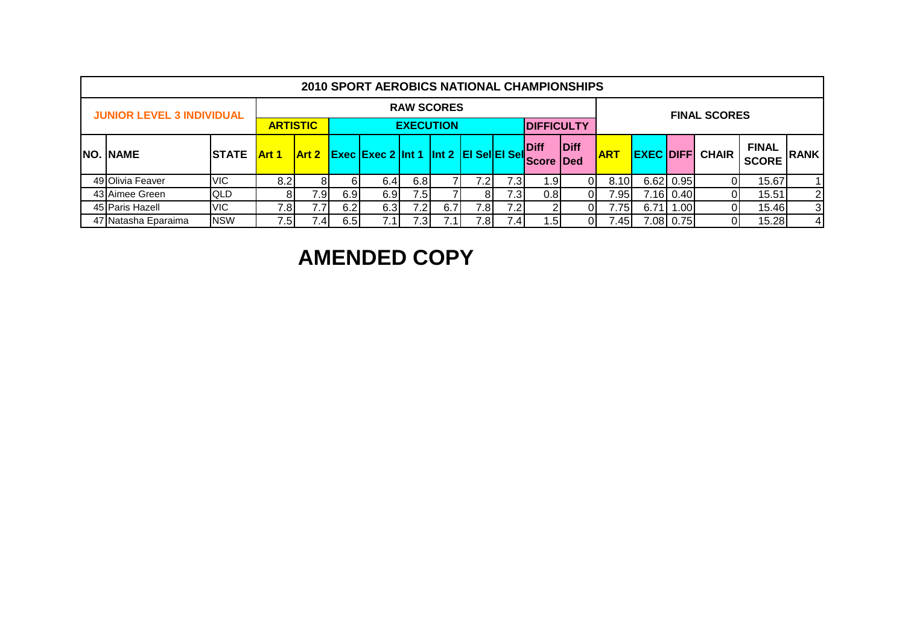| 2010 SPORT AEROBICS NATIONAL CHAMPIONSHIPS | | | | | | | | | | | | | | | | | | | |
|---|---|---|---|---|---|---|---|---|---|---|---|---|---|---|---|---|---|---|---|
| JUNIOR LEVEL 3 INDIVIDUAL | | | RAW SCORES | | | | | | | | | | FINAL SCORES | | | | | | |
| | | | ARTISTIC | | EXECUTION | | | | | | DIFFICULTY | | | | | | | | |
| NO. | NAME | STATE | Art 1 | Art 2 | Exec | Exec 2 | Int 1 | Int 2 | El Sel | El Sel | Diff Score | Diff Ded | ART | EXEC | DIFF | CHAIR | FINAL SCORE | RANK |
| 49 | Olivia Feaver | VIC | 8.2 | 8 | 6 | 6.4 | 6.8 | 7 | 7.2 | 7.3 | 1.9 | 0 | 8.10 | 6.62 | 0.95 | 0 | 15.67 | 1 |
| 43 | Aimee Green | QLD | 8 | 7.9 | 6.9 | 6.9 | 7.5 | 7 | 8 | 7.3 | 0.8 | 0 | 7.95 | 7.16 | 0.40 | 0 | 15.51 | 2 |
| 45 | Paris Hazell | VIC | 7.8 | 7.7 | 6.2 | 6.3 | 7.2 | 6.7 | 7.8 | 7.2 | 2 | 0 | 7.75 | 6.71 | 1.00 | 0 | 15.46 | 3 |
| 47 | Natasha Eparaima | NSW | 7.5 | 7.4 | 6.5 | 7.1 | 7.3 | 7.1 | 7.8 | 7.4 | 1.5 | 0 | 7.45 | 7.08 | 0.75 | 0 | 15.28 | 4 |

# AMENDED COPY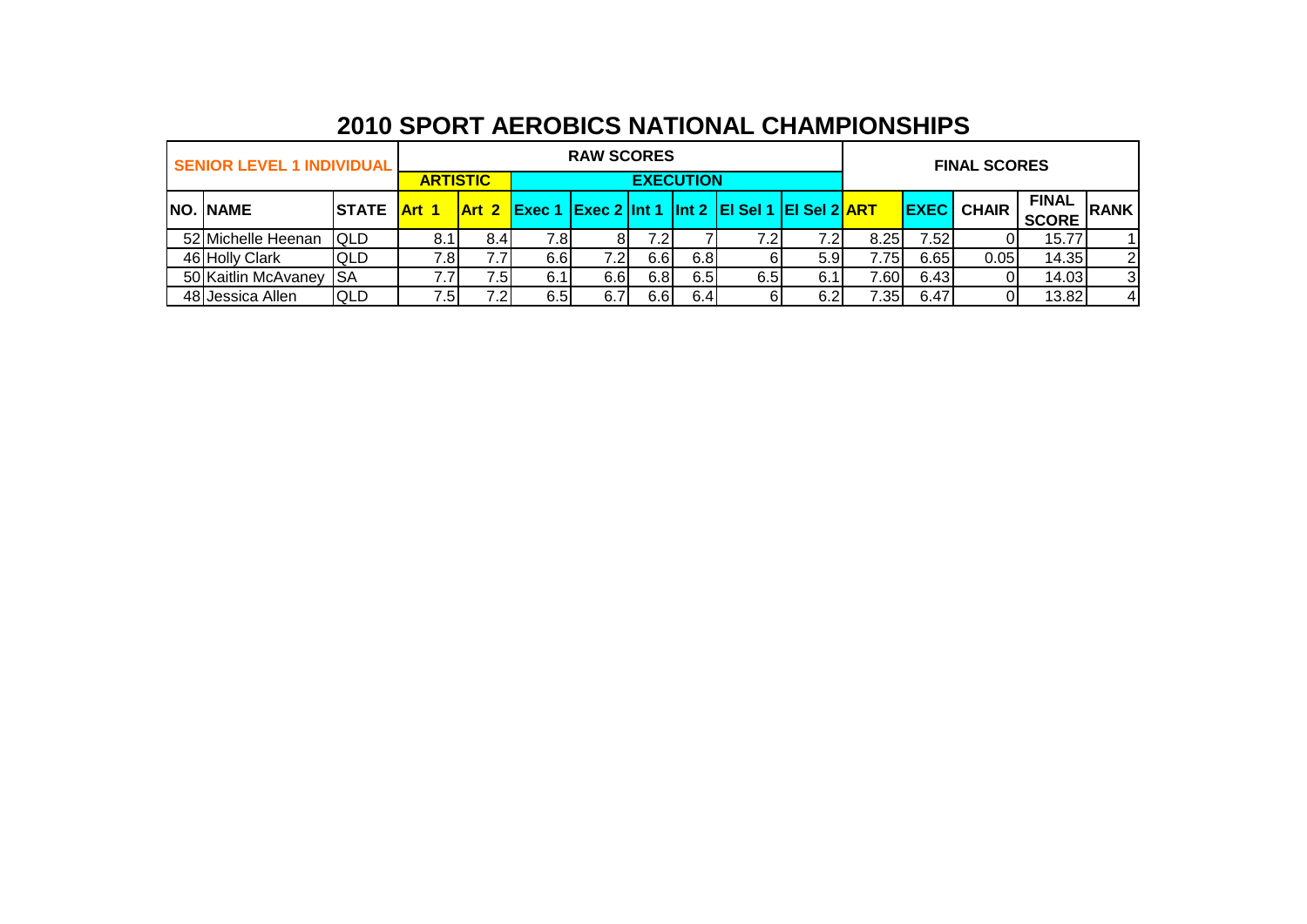# 2010 SPORT AEROBICS NATIONAL CHAMPIONSHIPS

| SENIOR LEVEL 1 INDIVIDUAL | | | RAW SCORES | | | | | | | | FINAL SCORES | | | | |
|---|---|---|---|---|---|---|---|---|---|---|---|---|---|---|---|
| | | | ARTISTIC | | EXECUTION | | | | | | | | | | |
| NO. | NAME | STATE | Art 1 | Art 2 | Exec 1 | Exec 2 | Int 1 | Int 2 | El Sel 1 | El Sel 2 | ART | EXEC | CHAIR | FINAL SCORE | RANK |
| 52 | Michelle Heenan | QLD | 8.1 | 8.4 | 7.8 | 8 | 7.2 | 7 | 7.2 | 7.2 | 8.25 | 7.52 | 0 | 15.77 | 1 |
| 46 | Holly Clark | QLD | 7.8 | 7.7 | 6.6 | 7.2 | 6.6 | 6.8 | 6 | 5.9 | 7.75 | 6.65 | 0.05 | 14.35 | 2 |
| 50 | Kaitlin McAvaney | SA | 7.7 | 7.5 | 6.1 | 6.6 | 6.8 | 6.5 | 6.5 | 6.1 | 7.60 | 6.43 | 0 | 14.03 | 3 |
| 48 | Jessica Allen | QLD | 7.5 | 7.2 | 6.5 | 6.7 | 6.6 | 6.4 | 6 | 6.2 | 7.35 | 6.47 | 0 | 13.82 | 4 |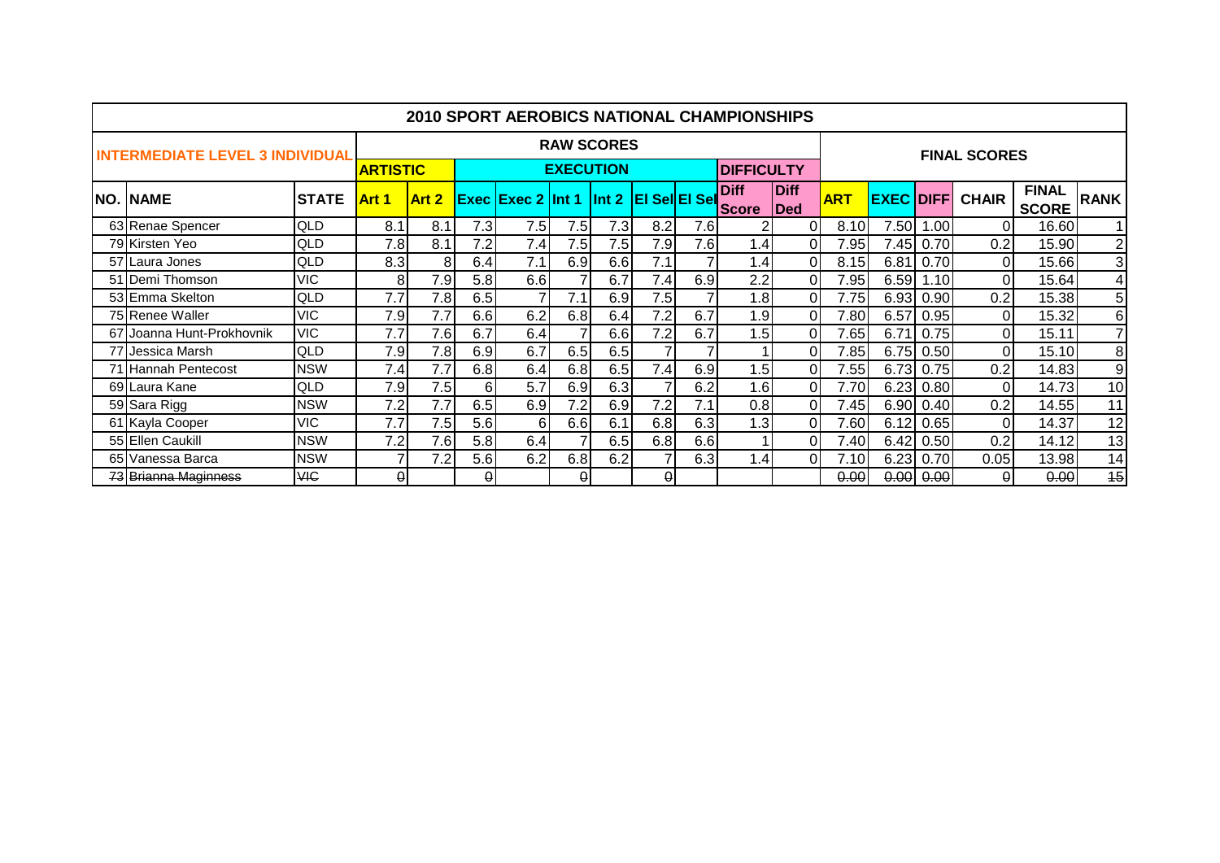# 2010 SPORT AEROBICS NATIONAL CHAMPIONSHIPS

## INTERMEDIATE LEVEL 3 INDIVIDUAL

| | | | RAW SCORES | | | | | | | | | | FINAL SCORES | | | | | |
|---|---|---|---|---|---|---|---|---|---|---|---|---|---|---|---|---|---|---|
| | | | ARTISTIC | | EXECUTION | | | | | | DIFFICULTY | | | | | | | |
| NO. | NAME | STATE | Art 1 | Art 2 | Exec | Exec 2 | Int 1 | Int 2 | El Sel | El Sel | Diff Score | Diff Ded | ART | EXEC | DIFF | CHAIR | FINAL SCORE | RANK |
| 63 | Renae Spencer | QLD | 8.1 | 8.1 | 7.3 | 7.5 | 7.5 | 7.3 | 8.2 | 7.6 | 2 | 0 | 8.10 | 7.50 | 1.00 | 0 | 16.60 | 1 |
| 79 | Kirsten Yeo | QLD | 7.8 | 8.1 | 7.2 | 7.4 | 7.5 | 7.5 | 7.9 | 7.6 | 1.4 | 0 | 7.95 | 7.45 | 0.70 | 0.2 | 15.90 | 2 |
| 57 | Laura Jones | QLD | 8.3 | 8 | 6.4 | 7.1 | 6.9 | 6.6 | 7.1 | 7 | 1.4 | 0 | 8.15 | 6.81 | 0.70 | 0 | 15.66 | 3 |
| 51 | Demi Thomson | VIC | 8 | 7.9 | 5.8 | 6.6 | 7 | 6.7 | 7.4 | 6.9 | 2.2 | 0 | 7.95 | 6.59 | 1.10 | 0 | 15.64 | 4 |
| 53 | Emma Skelton | QLD | 7.7 | 7.8 | 6.5 | 7 | 7.1 | 6.9 | 7.5 | 7 | 1.8 | 0 | 7.75 | 6.93 | 0.90 | 0.2 | 15.38 | 5 |
| 75 | Renee Waller | VIC | 7.9 | 7.7 | 6.6 | 6.2 | 6.8 | 6.4 | 7.2 | 6.7 | 1.9 | 0 | 7.80 | 6.57 | 0.95 | 0 | 15.32 | 6 |
| 67 | Joanna Hunt-Prokhovnik | VIC | 7.7 | 7.6 | 6.7 | 6.4 | 7 | 6.6 | 7.2 | 6.7 | 1.5 | 0 | 7.65 | 6.71 | 0.75 | 0 | 15.11 | 7 |
| 77 | Jessica Marsh | QLD | 7.9 | 7.8 | 6.9 | 6.7 | 6.5 | 6.5 | 7 | 7 | 1 | 0 | 7.85 | 6.75 | 0.50 | 0 | 15.10 | 8 |
| 71 | Hannah Pentecost | NSW | 7.4 | 7.7 | 6.8 | 6.4 | 6.8 | 6.5 | 7.4 | 6.9 | 1.5 | 0 | 7.55 | 6.73 | 0.75 | 0.2 | 14.83 | 9 |
| 69 | Laura Kane | QLD | 7.9 | 7.5 | 6 | 5.7 | 6.9 | 6.3 | 7 | 6.2 | 1.6 | 0 | 7.70 | 6.23 | 0.80 | 0 | 14.73 | 10 |
| 59 | Sara Rigg | NSW | 7.2 | 7.7 | 6.5 | 6.9 | 7.2 | 6.9 | 7.2 | 7.1 | 0.8 | 0 | 7.45 | 6.90 | 0.40 | 0.2 | 14.55 | 11 |
| 61 | Kayla Cooper | VIC | 7.7 | 7.5 | 5.6 | 6 | 6.6 | 6.1 | 6.8 | 6.3 | 1.3 | 0 | 7.60 | 6.12 | 0.65 | 0 | 14.37 | 12 |
| 55 | Ellen Caukill | NSW | 7.2 | 7.6 | 5.8 | 6.4 | 7 | 6.5 | 6.8 | 6.6 | 1 | 0 | 7.40 | 6.42 | 0.50 | 0.2 | 14.12 | 13 |
| 65 | Vanessa Barca | NSW | 7 | 7.2 | 5.6 | 6.2 | 6.8 | 6.2 | 7 | 6.3 | 1.4 | 0 | 7.10 | 6.23 | 0.70 | 0.05 | 13.98 | 14 |
| ~~73~~ | ~~Brianna Maginness~~ | ~~VIC~~ | ~~0~~ | | ~~0~~ | | ~~0~~ | | ~~0~~ | | | | ~~0.00~~ | ~~0.00~~ | ~~0.00~~ | ~~0~~ | ~~0.00~~ | ~~15~~ |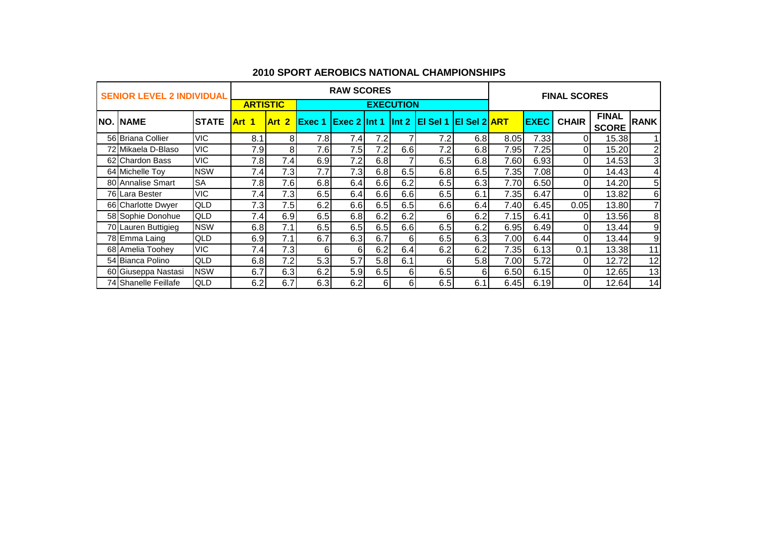## 2010 SPORT AEROBICS NATIONAL CHAMPIONSHIPS

| SENIOR LEVEL 2 INDIVIDUAL | | | RAW SCORES | | | | | | | | FINAL SCORES | | | | |
|---|---|---|---|---|---|---|---|---|---|---|---|---|---|---|---|
| | | | ARTISTIC | | EXECUTION | | | | | | | | | | |
| NO. | NAME | STATE | Art 1 | Art 2 | Exec 1 | Exec 2 | Int 1 | Int 2 | El Sel 1 | El Sel 2 | ART | EXEC | CHAIR | FINAL SCORE | RANK |
| 56 | Briana Collier | VIC | 8.1 | 8 | 7.8 | 7.4 | 7.2 | 7 | 7.2 | 6.8 | 8.05 | 7.33 | 0 | 15.38 | 1 |
| 72 | Mikaela D-Blaso | VIC | 7.9 | 8 | 7.6 | 7.5 | 7.2 | 6.6 | 7.2 | 6.8 | 7.95 | 7.25 | 0 | 15.20 | 2 |
| 62 | Chardon Bass | VIC | 7.8 | 7.4 | 6.9 | 7.2 | 6.8 | 7 | 6.5 | 6.8 | 7.60 | 6.93 | 0 | 14.53 | 3 |
| 64 | Michelle Toy | NSW | 7.4 | 7.3 | 7.7 | 7.3 | 6.8 | 6.5 | 6.8 | 6.5 | 7.35 | 7.08 | 0 | 14.43 | 4 |
| 80 | Annalise Smart | SA | 7.8 | 7.6 | 6.8 | 6.4 | 6.6 | 6.2 | 6.5 | 6.3 | 7.70 | 6.50 | 0 | 14.20 | 5 |
| 76 | Lara Bester | VIC | 7.4 | 7.3 | 6.5 | 6.4 | 6.6 | 6.6 | 6.5 | 6.1 | 7.35 | 6.47 | 0 | 13.82 | 6 |
| 66 | Charlotte Dwyer | QLD | 7.3 | 7.5 | 6.2 | 6.6 | 6.5 | 6.5 | 6.6 | 6.4 | 7.40 | 6.45 | 0.05 | 13.80 | 7 |
| 58 | Sophie Donohue | QLD | 7.4 | 6.9 | 6.5 | 6.8 | 6.2 | 6.2 | 6 | 6.2 | 7.15 | 6.41 | 0 | 13.56 | 8 |
| 70 | Lauren Buttigieg | NSW | 6.8 | 7.1 | 6.5 | 6.5 | 6.5 | 6.6 | 6.5 | 6.2 | 6.95 | 6.49 | 0 | 13.44 | 9 |
| 78 | Emma Laing | QLD | 6.9 | 7.1 | 6.7 | 6.3 | 6.7 | 6 | 6.5 | 6.3 | 7.00 | 6.44 | 0 | 13.44 | 9 |
| 68 | Amelia Toohey | VIC | 7.4 | 7.3 | 6 | 6 | 6.2 | 6.4 | 6.2 | 6.2 | 7.35 | 6.13 | 0.1 | 13.38 | 11 |
| 54 | Bianca Polino | QLD | 6.8 | 7.2 | 5.3 | 5.7 | 5.8 | 6.1 | 6 | 5.8 | 7.00 | 5.72 | 0 | 12.72 | 12 |
| 60 | Giuseppa Nastasi | NSW | 6.7 | 6.3 | 6.2 | 5.9 | 6.5 | 6 | 6.5 | 6 | 6.50 | 6.15 | 0 | 12.65 | 13 |
| 74 | Shanelle Feillafe | QLD | 6.2 | 6.7 | 6.3 | 6.2 | 6 | 6 | 6.5 | 6.1 | 6.45 | 6.19 | 0 | 12.64 | 14 |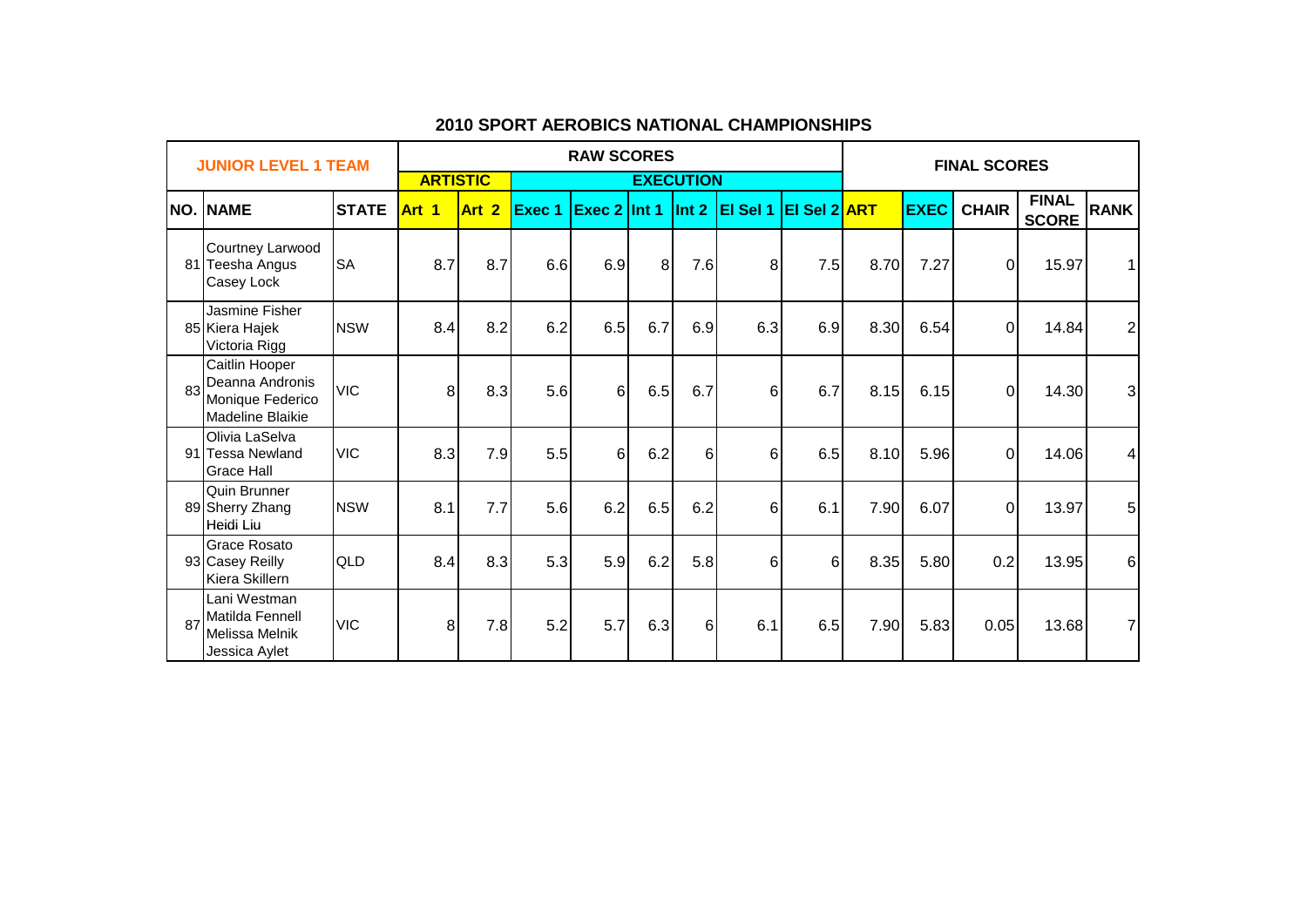# 2010 SPORT AEROBICS NATIONAL CHAMPIONSHIPS

| JUNIOR LEVEL 1 TEAM | | | RAW SCORES | | | | | | | | FINAL SCORES | | | | |
|---|---|---|---|---|---|---|---|---|---|---|---|---|---|---|---|
| | | | ARTISTIC | | EXECUTION | | | | | | | | | | |
| NO. | NAME | STATE | Art 1 | Art 2 | Exec 1 | Exec 2 | Int 1 | Int 2 | El Sel 1 | El Sel 2 | ART | EXEC | CHAIR | FINAL SCORE | RANK |
| 81 | Courtney Larwood<br>Teesha Angus<br>Casey Lock | SA | 8.7 | 8.7 | 6.6 | 6.9 | 8 | 7.6 | 8 | 7.5 | 8.70 | 7.27 | 0 | 15.97 | 1 |
| 85 | Jasmine Fisher<br>Kiera Hajek<br>Victoria Rigg | NSW | 8.4 | 8.2 | 6.2 | 6.5 | 6.7 | 6.9 | 6.3 | 6.9 | 8.30 | 6.54 | 0 | 14.84 | 2 |
| 83 | Caitlin Hooper<br>Deanna Andronis<br>Monique Federico<br>Madeline Blaikie | VIC | 8 | 8.3 | 5.6 | 6 | 6.5 | 6.7 | 6 | 6.7 | 8.15 | 6.15 | 0 | 14.30 | 3 |
| 91 | Olivia LaSelva<br>Tessa Newland<br>Grace Hall | VIC | 8.3 | 7.9 | 5.5 | 6 | 6.2 | 6 | 6 | 6.5 | 8.10 | 5.96 | 0 | 14.06 | 4 |
| 89 | Quin Brunner<br>Sherry Zhang<br>Heidi Liu | NSW | 8.1 | 7.7 | 5.6 | 6.2 | 6.5 | 6.2 | 6 | 6.1 | 7.90 | 6.07 | 0 | 13.97 | 5 |
| 93 | Grace Rosato<br>Casey Reilly<br>Kiera Skillern | QLD | 8.4 | 8.3 | 5.3 | 5.9 | 6.2 | 5.8 | 6 | 6 | 8.35 | 5.80 | 0.2 | 13.95 | 6 |
| 87 | Lani Westman<br>Matilda Fennell<br>Melissa Melnik<br>Jessica Aylet | VIC | 8 | 7.8 | 5.2 | 5.7 | 6.3 | 6 | 6.1 | 6.5 | 7.90 | 5.83 | 0.05 | 13.68 | 7 |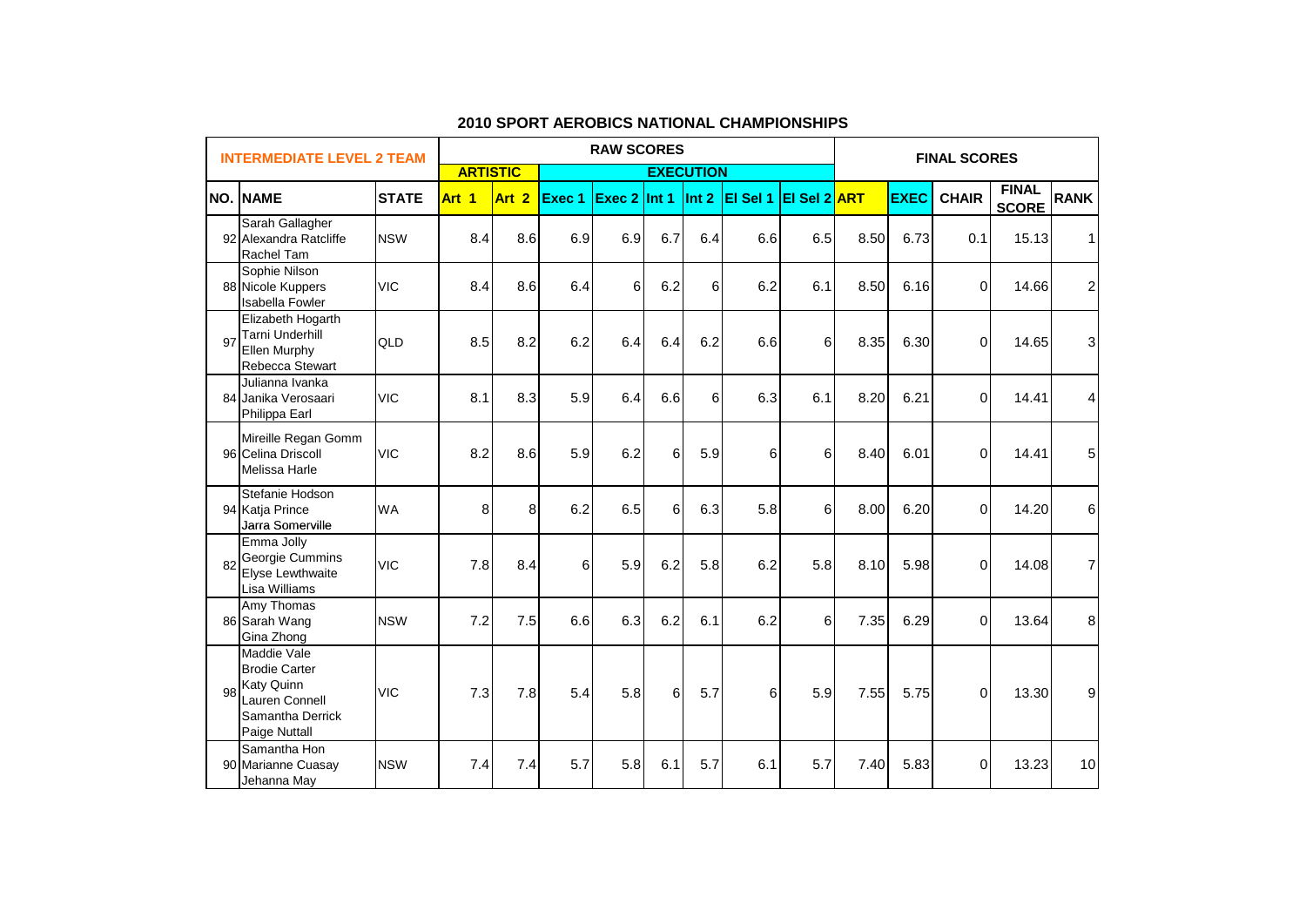# 2010 SPORT AEROBICS NATIONAL CHAMPIONSHIPS

| INTERMEDIATE LEVEL 2 TEAM | | | RAW SCORES | | | | | | | | FINAL SCORES | | | | |
|---|---|---|---|---|---|---|---|---|---|---|---|---|---|---|---|
| | | | ARTISTIC | | EXECUTION | | | | | | | | | | |
| NO. | NAME | STATE | Art 1 | Art 2 | Exec 1 | Exec 2 | Int 1 | Int 2 | El Sel 1 | El Sel 2 | ART | EXEC | CHAIR | FINAL SCORE | RANK |
| 92 | Sarah Gallagher<br>Alexandra Ratcliffe<br>Rachel Tam | NSW | 8.4 | 8.6 | 6.9 | 6.9 | 6.7 | 6.4 | 6.6 | 6.5 | 8.50 | 6.73 | 0.1 | 15.13 | 1 |
| 88 | Sophie Nilson<br>Nicole Kuppers<br>Isabella Fowler | VIC | 8.4 | 8.6 | 6.4 | 6 | 6.2 | 6 | 6.2 | 6.1 | 8.50 | 6.16 | 0 | 14.66 | 2 |
| 97 | Elizabeth Hogarth<br>Tarni Underhill<br>Ellen Murphy<br>Rebecca Stewart | QLD | 8.5 | 8.2 | 6.2 | 6.4 | 6.4 | 6.2 | 6.6 | 6 | 8.35 | 6.30 | 0 | 14.65 | 3 |
| 84 | Julianna Ivanka<br>Janika Verosaari<br>Philippa Earl | VIC | 8.1 | 8.3 | 5.9 | 6.4 | 6.6 | 6 | 6.3 | 6.1 | 8.20 | 6.21 | 0 | 14.41 | 4 |
| 96 | Mireille Regan Gomm<br>Celina Driscoll<br>Melissa Harle | VIC | 8.2 | 8.6 | 5.9 | 6.2 | 6 | 5.9 | 6 | 6 | 8.40 | 6.01 | 0 | 14.41 | 5 |
| 94 | Stefanie Hodson<br>Katja Prince<br>Jarra Somerville | WA | 8 | 8 | 6.2 | 6.5 | 6 | 6.3 | 5.8 | 6 | 8.00 | 6.20 | 0 | 14.20 | 6 |
| 82 | Emma Jolly<br>Georgie Cummins<br>Elyse Lewthwaite<br>Lisa Williams | VIC | 7.8 | 8.4 | 6 | 5.9 | 6.2 | 5.8 | 6.2 | 5.8 | 8.10 | 5.98 | 0 | 14.08 | 7 |
| 86 | Amy Thomas<br>Sarah Wang<br>Gina Zhong | NSW | 7.2 | 7.5 | 6.6 | 6.3 | 6.2 | 6.1 | 6.2 | 6 | 7.35 | 6.29 | 0 | 13.64 | 8 |
| 98 | Maddie Vale<br>Brodie Carter<br>Katy Quinn<br>Lauren Connell<br>Samantha Derrick<br>Paige Nuttall | VIC | 7.3 | 7.8 | 5.4 | 5.8 | 6 | 5.7 | 6 | 5.9 | 7.55 | 5.75 | 0 | 13.30 | 9 |
| 90 | Samantha Hon<br>Marianne Cuasay<br>Jehanna May | NSW | 7.4 | 7.4 | 5.7 | 5.8 | 6.1 | 5.7 | 6.1 | 5.7 | 7.40 | 5.83 | 0 | 13.23 | 10 |